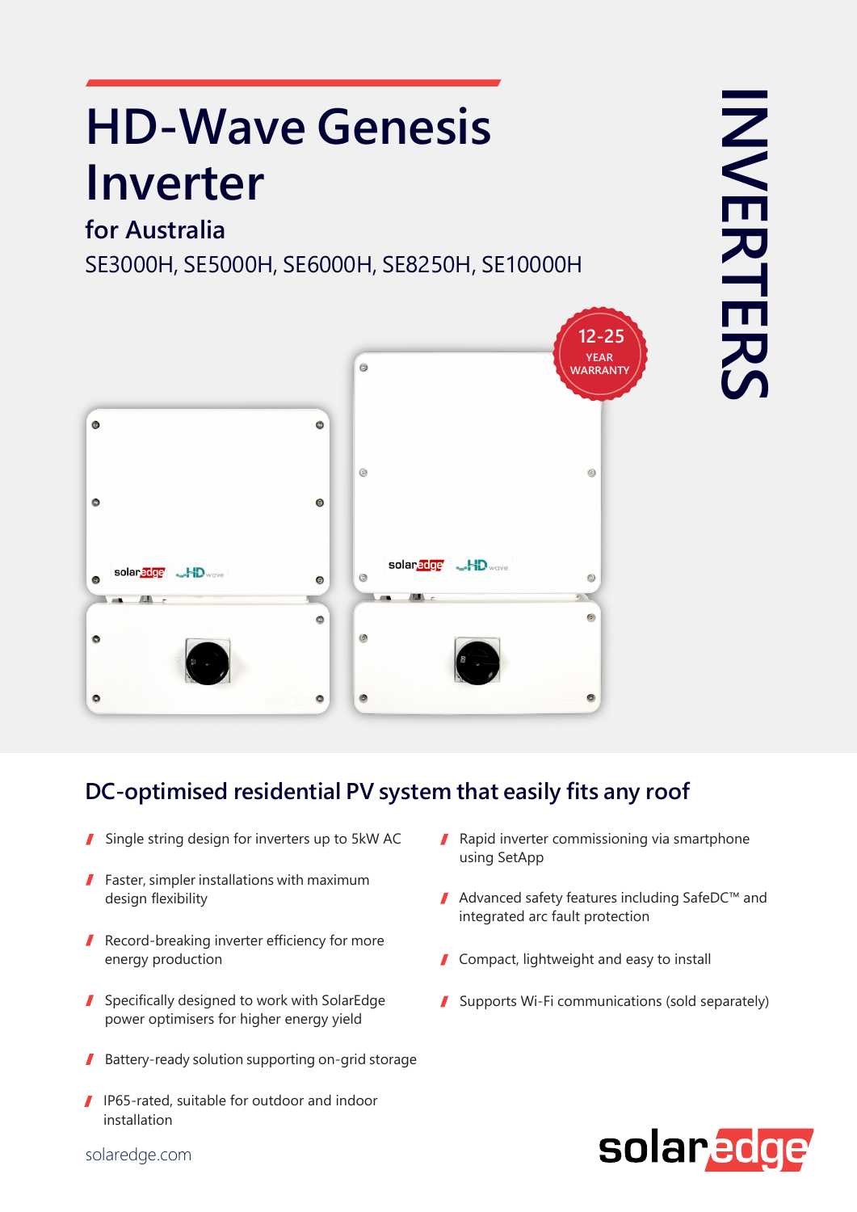# HD-Wave Genesis Inverter

## for Australia

SE3000H, SE5000H, SE6000H, SE8250H, SE10000H

INVERTERS

12-25 YEAR WARRANTY

## DC-optimised residential PV system that easily fits any roof

- Single string design for inverters up to 5kW AC
- Faster, simpler installations with maximum design flexibility
- Record-breaking inverter efficiency for more energy production
- Specifically designed to work with SolarEdge power optimisers for higher energy yield
- Battery-ready solution supporting on-grid storage
- IP65-rated, suitable for outdoor and indoor installation
- Rapid inverter commissioning via smartphone using SetApp
- Advanced safety features including SafeDC™ and integrated arc fault protection
- Compact, lightweight and easy to install
- Supports Wi-Fi communications (sold separately)

solaredge.com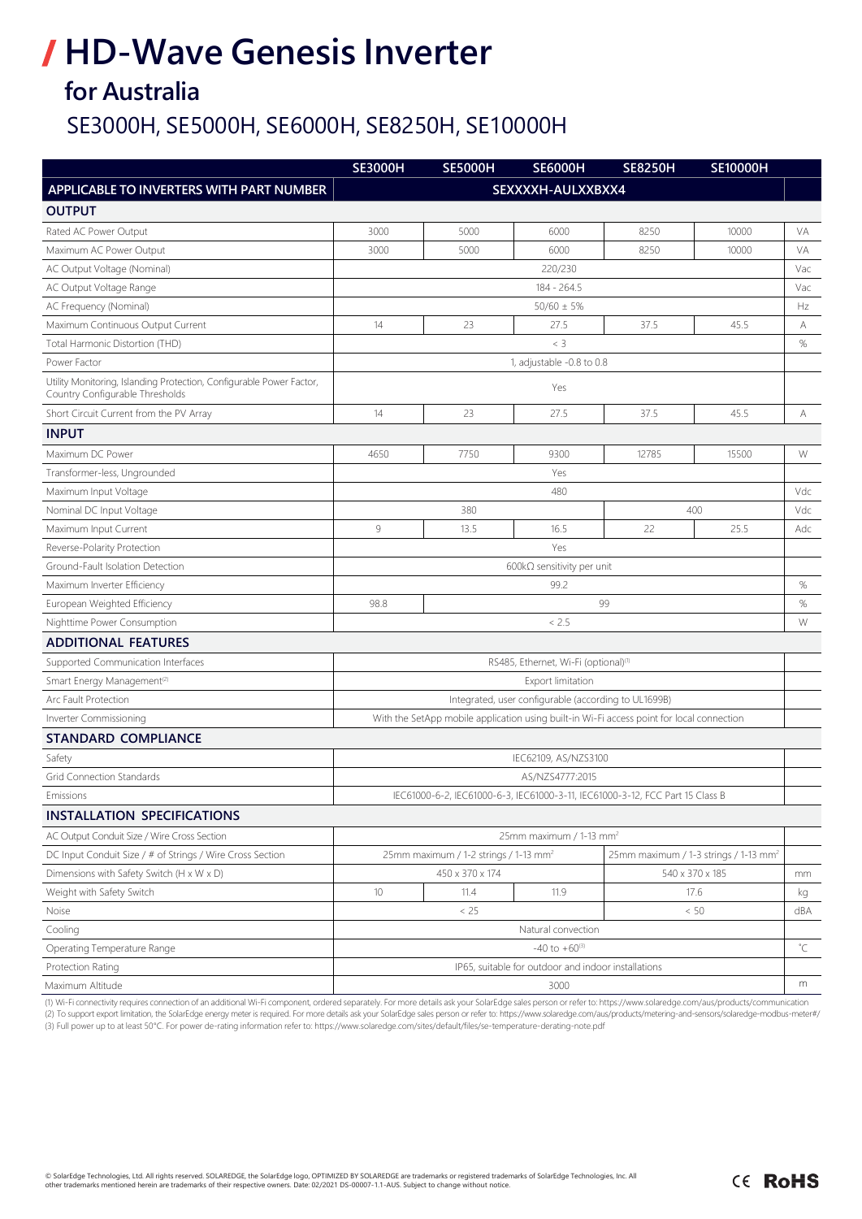# HD-Wave Genesis Inverter

## for Australia

## SE3000H, SE5000H, SE6000H, SE8250H, SE10000H

| | SE3000H | SE5000H | SE6000H | SE8250H | SE10000H | |
|---|---|---|---|---|---|---|
| **APPLICABLE TO INVERTERS WITH PART NUMBER** | SEXXXXH-AULXXBXX4 | | | | | |
| **OUTPUT** | | | | | | |
| Rated AC Power Output | 3000 | 5000 | 6000 | 8250 | 10000 | VA |
| Maximum AC Power Output | 3000 | 5000 | 6000 | 8250 | 10000 | VA |
| AC Output Voltage (Nominal) | 220/230 | | | | | Vac |
| AC Output Voltage Range | 184 - 264.5 | | | | | Vac |
| AC Frequency (Nominal) | 50/60 ± 5% | | | | | Hz |
| Maximum Continuous Output Current | 14 | 23 | 27.5 | 37.5 | 45.5 | A |
| Total Harmonic Distortion (THD) | < 3 | | | | | % |
| Power Factor | 1, adjustable -0.8 to 0.8 | | | | | |
| Utility Monitoring, Islanding Protection, Configurable Power Factor, Country Configurable Thresholds | Yes | | | | | |
| Short Circuit Current from the PV Array | 14 | 23 | 27.5 | 37.5 | 45.5 | A |
| **INPUT** | | | | | | |
| Maximum DC Power | 4650 | 7750 | 9300 | 12785 | 15500 | W |
| Transformer-less, Ungrounded | Yes | | | | | |
| Maximum Input Voltage | 480 | | | | | Vdc |
| Nominal DC Input Voltage | 380 | | | 400 | | Vdc |
| Maximum Input Current | 9 | 13.5 | 16.5 | 22 | 25.5 | Adc |
| Reverse-Polarity Protection | Yes | | | | | |
| Ground-Fault Isolation Detection | 600kΩ sensitivity per unit | | | | | |
| Maximum Inverter Efficiency | 99.2 | | | | | % |
| European Weighted Efficiency | 98.8 | 99 | | | | % |
| Nighttime Power Consumption | < 2.5 | | | | | W |
| **ADDITIONAL FEATURES** | | | | | | |
| Supported Communication Interfaces | RS485, Ethernet, Wi-Fi (optional)[1] | | | | | |
| Smart Energy Management[2] | Export limitation | | | | | |
| Arc Fault Protection | Integrated, user configurable (according to UL1699B) | | | | | |
| Inverter Commissioning | With the SetApp mobile application using built-in Wi-Fi access point for local connection | | | | | |
| **STANDARD COMPLIANCE** | | | | | | |
| Safety | IEC62109, AS/NZS3100 | | | | | |
| Grid Connection Standards | AS/NZS4777:2015 | | | | | |
| Emissions | IEC61000-6-2, IEC61000-6-3, IEC61000-3-11, IEC61000-3-12, FCC Part 15 Class B | | | | | |
| **INSTALLATION SPECIFICATIONS** | | | | | | |
| AC Output Conduit Size / Wire Cross Section | 25mm maximum / 1-13 mm² | | | | | |
| DC Input Conduit Size / # of Strings / Wire Cross Section | 25mm maximum / 1-2 strings / 1-13 mm² | | | 25mm maximum / 1-3 strings / 1-13 mm² | | |
| Dimensions with Safety Switch (H x W x D) | 450 x 370 x 174 | | | 540 x 370 x 185 | | mm |
| Weight with Safety Switch | 10 | 11.4 | 11.9 | 17.6 | | kg |
| Noise | < 25 | | | < 50 | | dBA |
| Cooling | Natural convection | | | | | |
| Operating Temperature Range | -40 to +60[3] | | | | | ˚C |
| Protection Rating | IP65, suitable for outdoor and indoor installations | | | | | |
| Maximum Altitude | 3000 | | | | | m |

(1) Wi-Fi connectivity requires connection of an additional Wi-Fi component, ordered separately. For more details ask your SolarEdge sales person or refer to: https://www.solaredge.com/aus/products/communication
(2) To support export limitation, the SolarEdge energy meter is required. For more details ask your SolarEdge sales person or refer to: https://www.solaredge.com/aus/products/metering-and-sensors/solaredge-modbus-meter#/
(3) Full power up to at least 50°C. For power de-rating information refer to: https://www.solaredge.com/sites/default/files/se-temperature-derating-note.pdf

© SolarEdge Technologies, Ltd. All rights reserved. SOLAREDGE, the SolarEdge logo, OPTIMIZED BY SOLAREDGE are trademarks or registered trademarks of SolarEdge Technologies, Inc. All other trademarks mentioned herein are trademarks of their respective owners. Date: 02/2021 DS-00007-1.1-AUS. Subject to change without notice.

CE RoHS